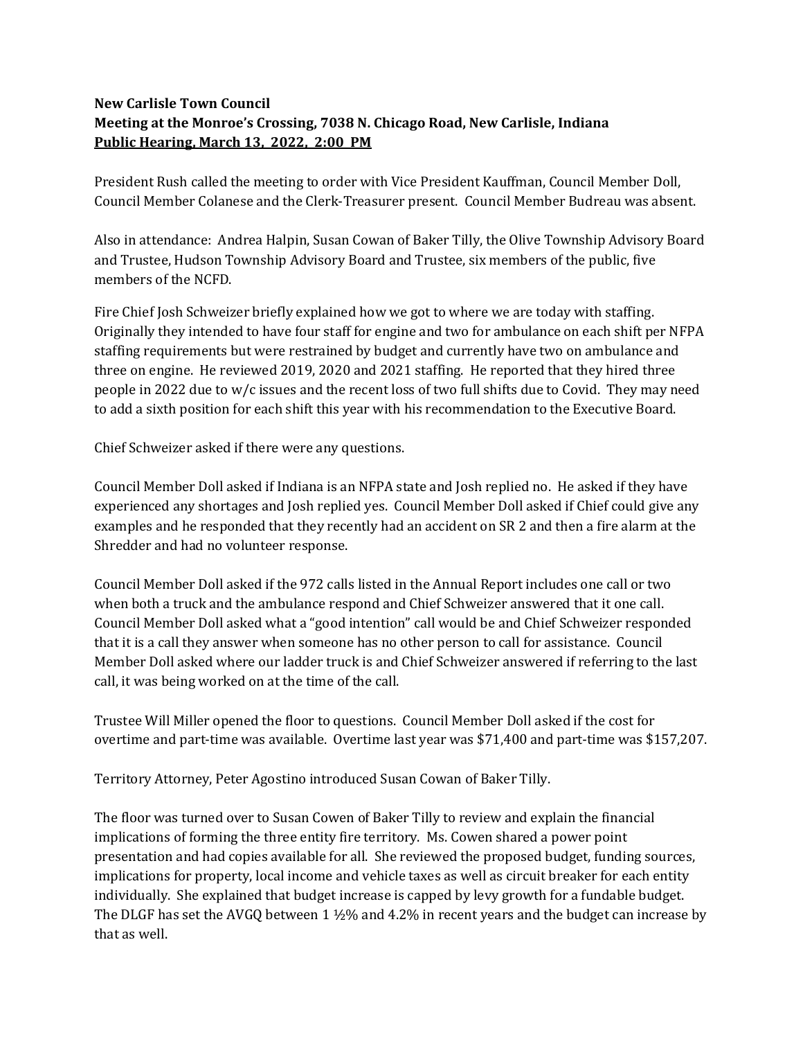**New Carlisle Town Council**
**Meeting at the Monroe's Crossing, 7038 N. Chicago Road, New Carlisle, Indiana**
**Public Hearing, March 13, 2022, 2:00 PM**

President Rush called the meeting to order with Vice President Kauffman, Council Member Doll, Council Member Colanese and the Clerk-Treasurer present. Council Member Budreau was absent.

Also in attendance: Andrea Halpin, Susan Cowan of Baker Tilly, the Olive Township Advisory Board and Trustee, Hudson Township Advisory Board and Trustee, six members of the public, five members of the NCFD.

Fire Chief Josh Schweizer briefly explained how we got to where we are today with staffing. Originally they intended to have four staff for engine and two for ambulance on each shift per NFPA staffing requirements but were restrained by budget and currently have two on ambulance and three on engine. He reviewed 2019, 2020 and 2021 staffing. He reported that they hired three people in 2022 due to w/c issues and the recent loss of two full shifts due to Covid. They may need to add a sixth position for each shift this year with his recommendation to the Executive Board.

Chief Schweizer asked if there were any questions.

Council Member Doll asked if Indiana is an NFPA state and Josh replied no. He asked if they have experienced any shortages and Josh replied yes. Council Member Doll asked if Chief could give any examples and he responded that they recently had an accident on SR 2 and then a fire alarm at the Shredder and had no volunteer response.

Council Member Doll asked if the 972 calls listed in the Annual Report includes one call or two when both a truck and the ambulance respond and Chief Schweizer answered that it one call. Council Member Doll asked what a "good intention" call would be and Chief Schweizer responded that it is a call they answer when someone has no other person to call for assistance. Council Member Doll asked where our ladder truck is and Chief Schweizer answered if referring to the last call, it was being worked on at the time of the call.

Trustee Will Miller opened the floor to questions. Council Member Doll asked if the cost for overtime and part-time was available. Overtime last year was $71,400 and part-time was $157,207.

Territory Attorney, Peter Agostino introduced Susan Cowan of Baker Tilly.

The floor was turned over to Susan Cowen of Baker Tilly to review and explain the financial implications of forming the three entity fire territory. Ms. Cowen shared a power point presentation and had copies available for all. She reviewed the proposed budget, funding sources, implications for property, local income and vehicle taxes as well as circuit breaker for each entity individually. She explained that budget increase is capped by levy growth for a fundable budget. The DLGF has set the AVGQ between 1 ½% and 4.2% in recent years and the budget can increase by that as well.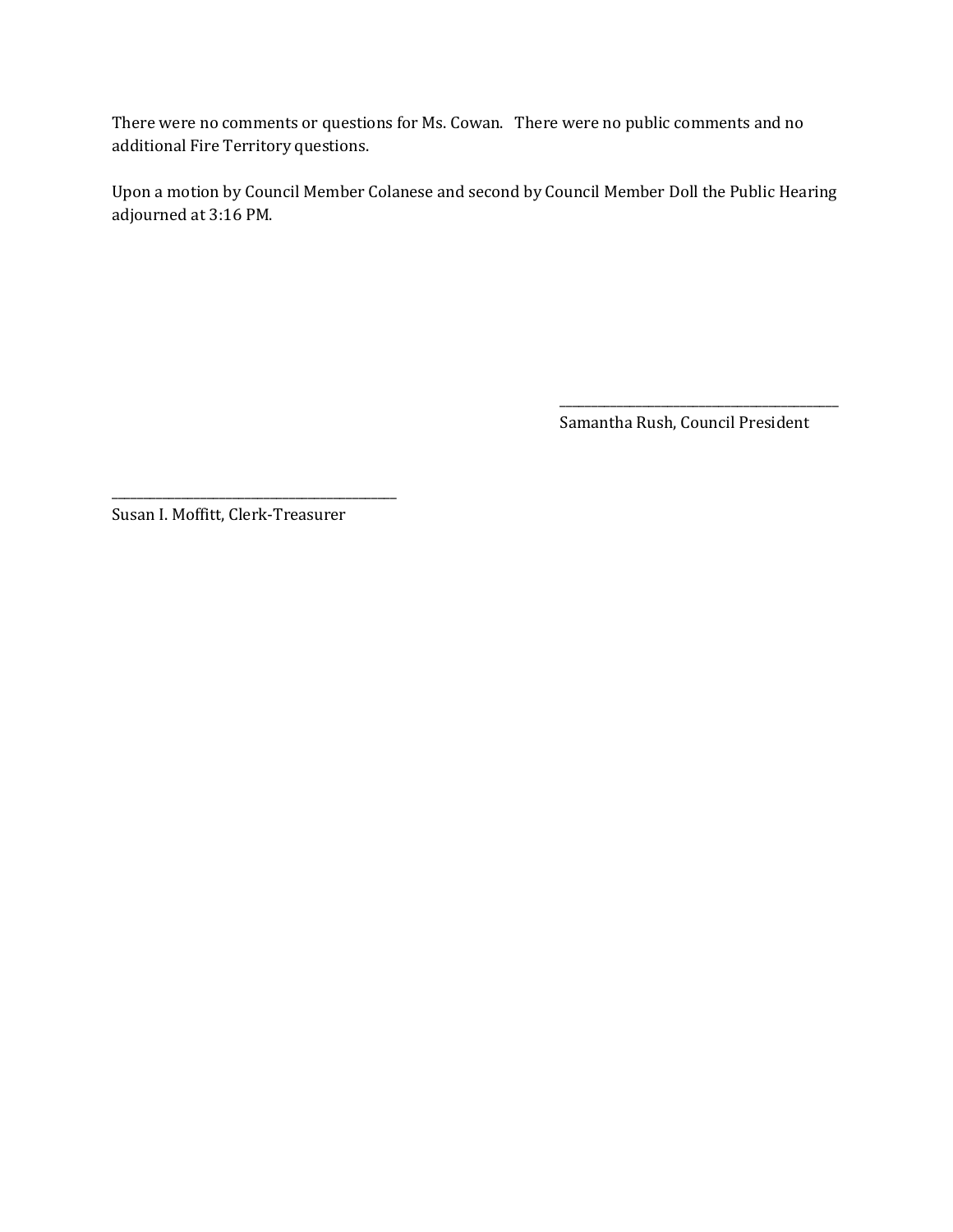There were no comments or questions for Ms. Cowan. There were no public comments and no additional Fire Territory questions.

Upon a motion by Council Member Colanese and second by Council Member Doll the Public Hearing adjourned at 3:16 PM.

\_\_\_\_\_\_\_\_\_\_\_\_\_\_\_\_\_\_\_\_\_\_\_\_\_\_\_\_\_\_\_\_\_\_\_\_\_\_\_\_\_\_\_\_
Samantha Rush, Council President

\_\_\_\_\_\_\_\_\_\_\_\_\_\_\_\_\_\_\_\_\_\_\_\_\_\_\_\_\_\_\_\_\_\_\_\_\_\_\_\_\_\_\_\_
Susan I. Moffitt, Clerk-Treasurer